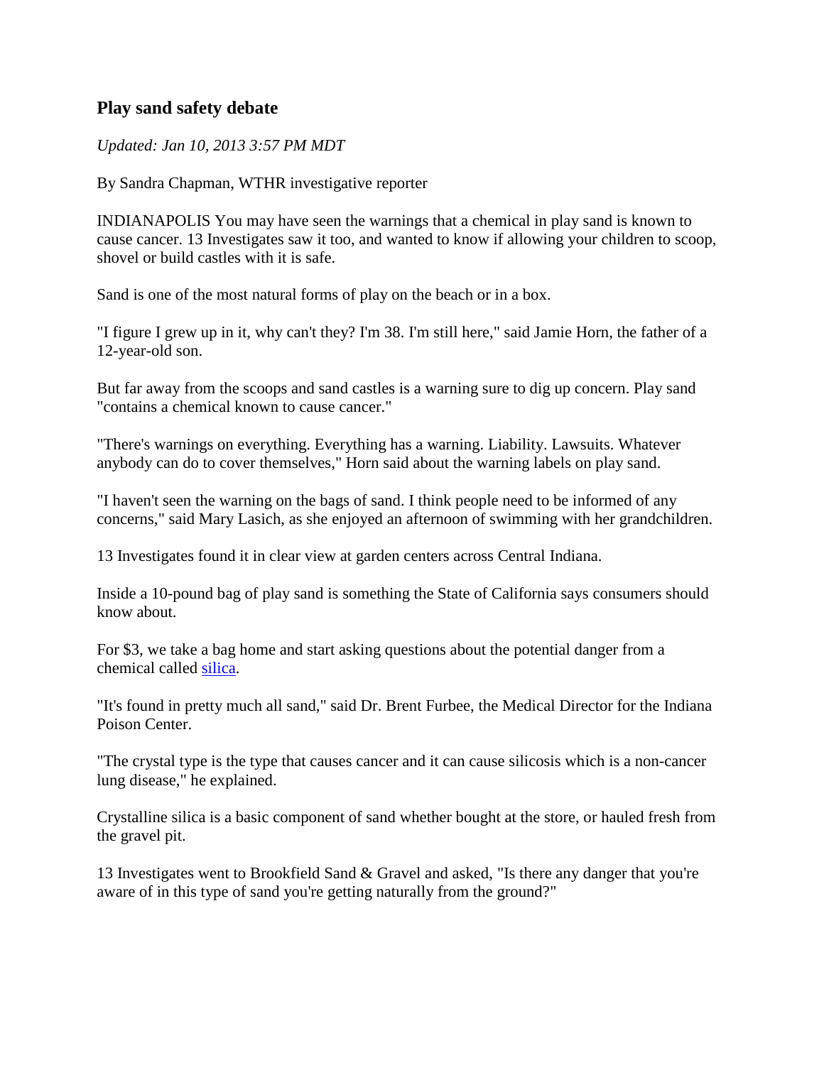## Play sand safety debate

*Updated: Jan 10, 2013 3:57 PM MDT*

By Sandra Chapman, WTHR investigative reporter

INDIANAPOLIS You may have seen the warnings that a chemical in play sand is known to cause cancer. 13 Investigates saw it too, and wanted to know if allowing your children to scoop, shovel or build castles with it is safe.

Sand is one of the most natural forms of play on the beach or in a box.

"I figure I grew up in it, why can't they? I'm 38. I'm still here," said Jamie Horn, the father of a 12-year-old son.

But far away from the scoops and sand castles is a warning sure to dig up concern. Play sand "contains a chemical known to cause cancer."

"There's warnings on everything. Everything has a warning. Liability. Lawsuits. Whatever anybody can do to cover themselves," Horn said about the warning labels on play sand.

"I haven't seen the warning on the bags of sand. I think people need to be informed of any concerns," said Mary Lasich, as she enjoyed an afternoon of swimming with her grandchildren.

13 Investigates found it in clear view at garden centers across Central Indiana.

Inside a 10-pound bag of play sand is something the State of California says consumers should know about.

For $3, we take a bag home and start asking questions about the potential danger from a chemical called silica.

"It's found in pretty much all sand," said Dr. Brent Furbee, the Medical Director for the Indiana Poison Center.

"The crystal type is the type that causes cancer and it can cause silicosis which is a non-cancer lung disease," he explained.

Crystalline silica is a basic component of sand whether bought at the store, or hauled fresh from the gravel pit.

13 Investigates went to Brookfield Sand & Gravel and asked, "Is there any danger that you're aware of in this type of sand you're getting naturally from the ground?"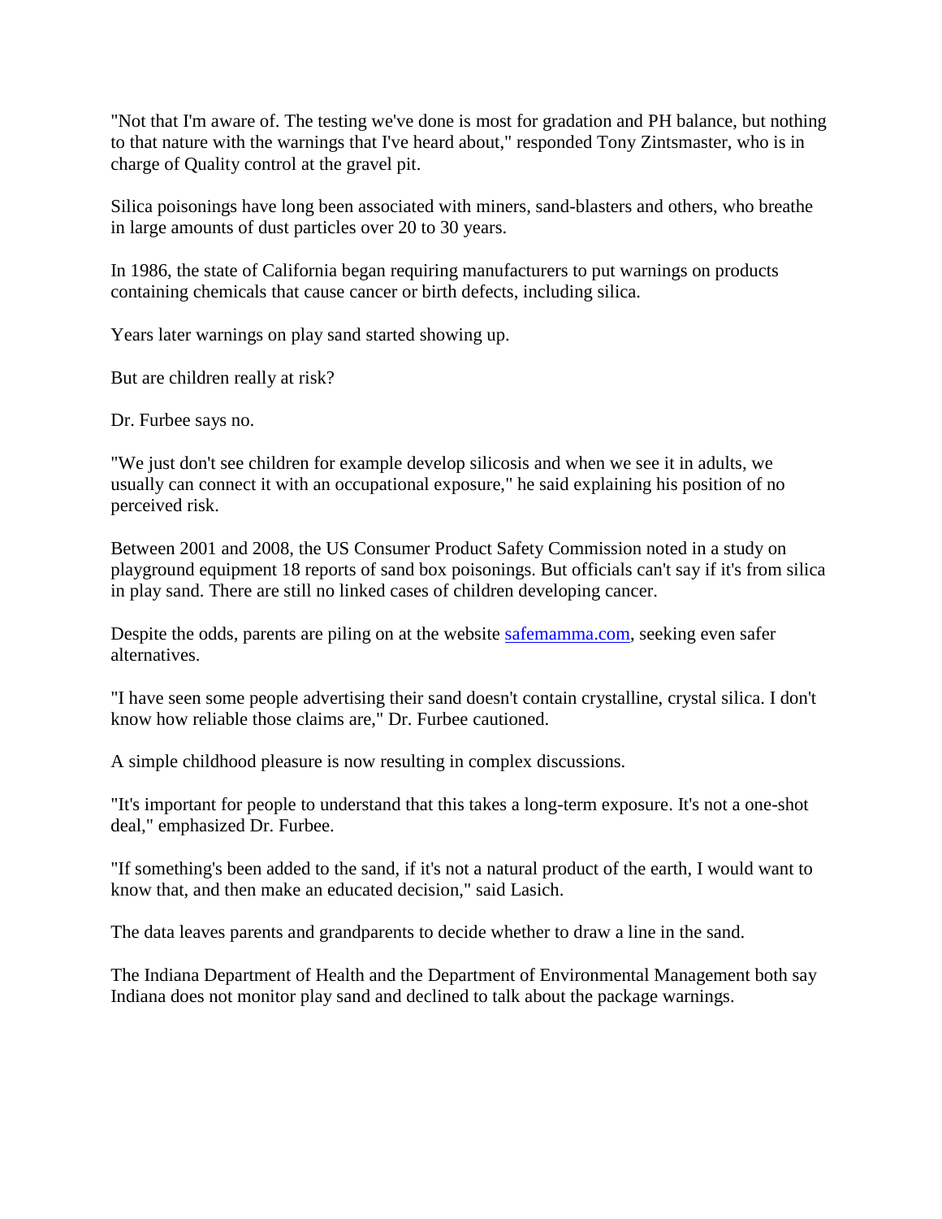"Not that I'm aware of. The testing we've done is most for gradation and PH balance, but nothing to that nature with the warnings that I've heard about," responded Tony Zintsmaster, who is in charge of Quality control at the gravel pit.

Silica poisonings have long been associated with miners, sand-blasters and others, who breathe in large amounts of dust particles over 20 to 30 years.

In 1986, the state of California began requiring manufacturers to put warnings on products containing chemicals that cause cancer or birth defects, including silica.

Years later warnings on play sand started showing up.

But are children really at risk?

Dr. Furbee says no.

"We just don't see children for example develop silicosis and when we see it in adults, we usually can connect it with an occupational exposure," he said explaining his position of no perceived risk.

Between 2001 and 2008, the US Consumer Product Safety Commission noted in a study on playground equipment 18 reports of sand box poisonings. But officials can't say if it's from silica in play sand. There are still no linked cases of children developing cancer.

Despite the odds, parents are piling on at the website [safemamma.com](safemamma.com), seeking even safer alternatives.

"I have seen some people advertising their sand doesn't contain crystalline, crystal silica. I don't know how reliable those claims are," Dr. Furbee cautioned.

A simple childhood pleasure is now resulting in complex discussions.

"It's important for people to understand that this takes a long-term exposure. It's not a one-shot deal," emphasized Dr. Furbee.

"If something's been added to the sand, if it's not a natural product of the earth, I would want to know that, and then make an educated decision," said Lasich.

The data leaves parents and grandparents to decide whether to draw a line in the sand.

The Indiana Department of Health and the Department of Environmental Management both say Indiana does not monitor play sand and declined to talk about the package warnings.